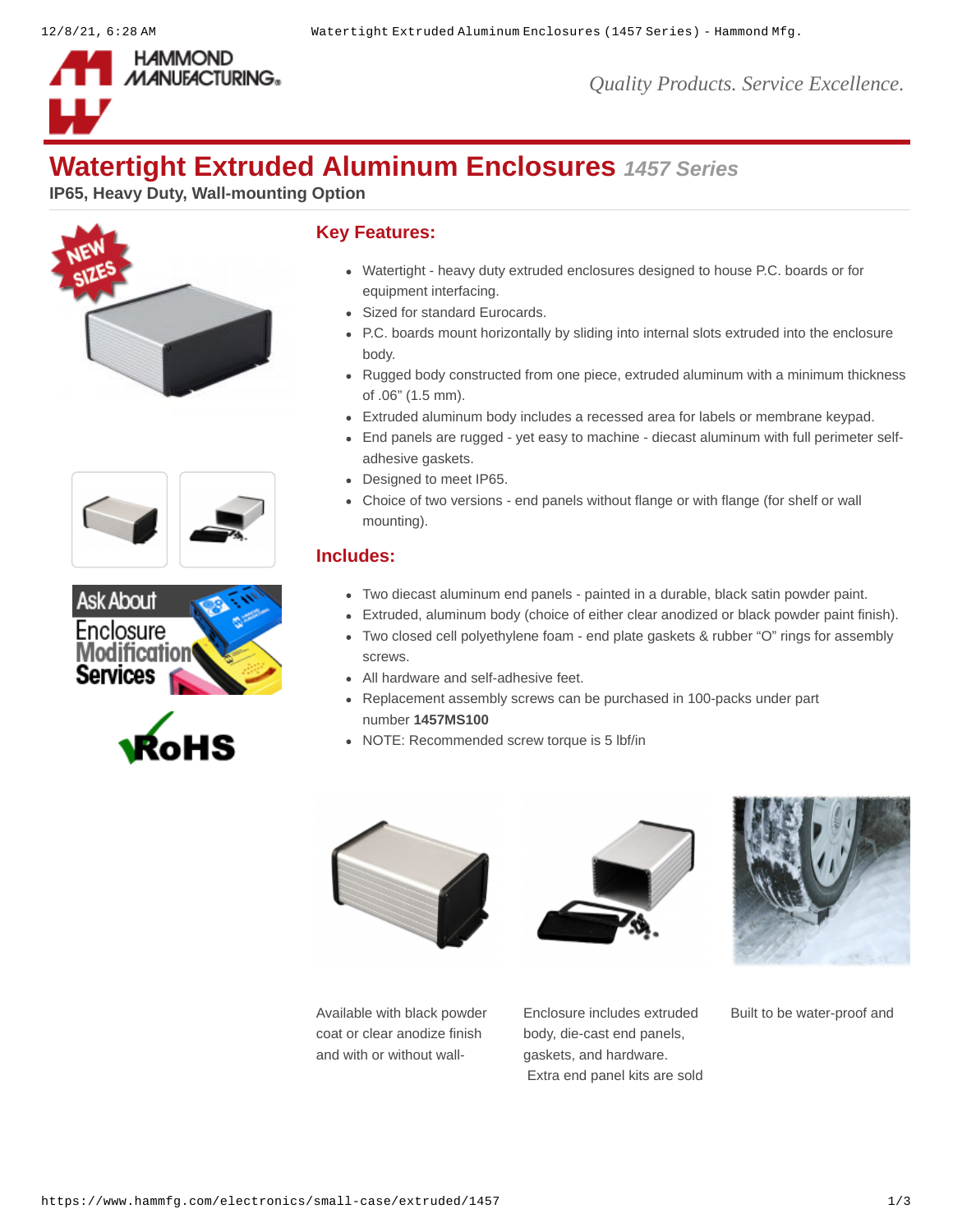# Watertight Extruded Aluminum Enclosures *1457 Series*

**IP65, Heavy Duty, Wall-mounting Option**

## Key Features:

- Watertight - heavy duty extruded enclosures designed to house P.C. boards or for equipment interfacing.
- Sized for standard Eurocards.
- P.C. boards mount horizontally by sliding into internal slots extruded into the enclosure body.
- Rugged body constructed from one piece, extruded aluminum with a minimum thickness of .06" (1.5 mm).
- Extruded aluminum body includes a recessed area for labels or membrane keypad.
- End panels are rugged - yet easy to machine - diecast aluminum with full perimeter self-adhesive gaskets.
- Designed to meet IP65.
- Choice of two versions - end panels without flange or with flange (for shelf or wall mounting).

## Includes:

- Two diecast aluminum end panels - painted in a durable, black satin powder paint.
- Extruded, aluminum body (choice of either clear anodized or black powder paint finish).
- Two closed cell polyethylene foam - end plate gaskets & rubber "O" rings for assembly screws.
- All hardware and self-adhesive feet.
- Replacement assembly screws can be purchased in 100-packs under part number **1457MS100**
- NOTE: Recommended screw torque is 5 lbf/in

Available with black powder coat or clear anodize finish and with or without wall-

Enclosure includes extruded body, die-cast end panels, gaskets, and hardware. Extra end panel kits are sold

Built to be water-proof and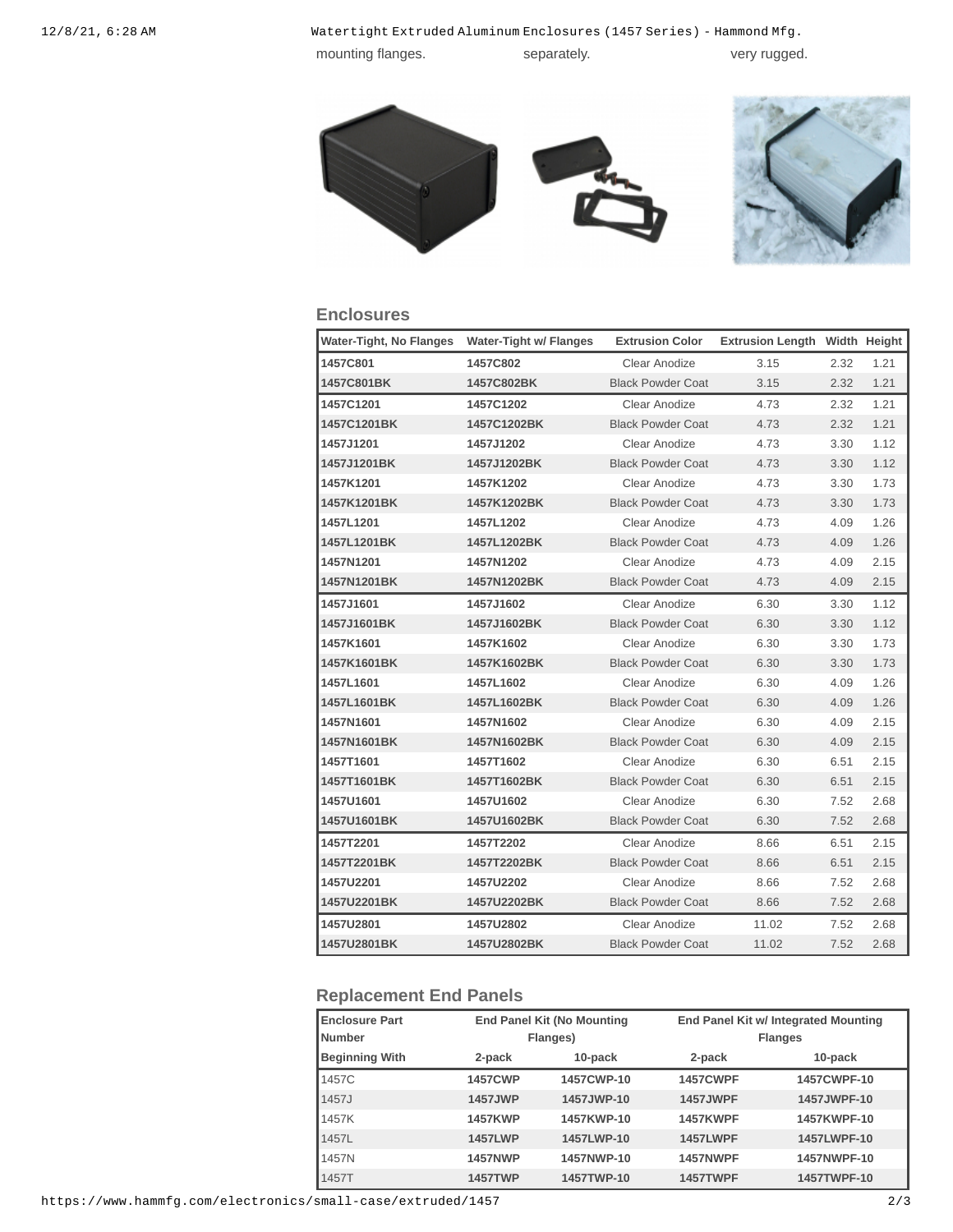mounting flanges. separately. very rugged.

## Enclosures

| Water-Tight, No Flanges | Water-Tight w/ Flanges | Extrusion Color | Extrusion Length | Width | Height |
|---|---|---|---|---|---|
| **1457C801** | **1457C802** | Clear Anodize | 3.15 | 2.32 | 1.21 |
| **1457C801BK** | **1457C802BK** | Black Powder Coat | 3.15 | 2.32 | 1.21 |
| **1457C1201** | **1457C1202** | Clear Anodize | 4.73 | 2.32 | 1.21 |
| **1457C1201BK** | **1457C1202BK** | Black Powder Coat | 4.73 | 2.32 | 1.21 |
| **1457J1201** | **1457J1202** | Clear Anodize | 4.73 | 3.30 | 1.12 |
| **1457J1201BK** | **1457J1202BK** | Black Powder Coat | 4.73 | 3.30 | 1.12 |
| **1457K1201** | **1457K1202** | Clear Anodize | 4.73 | 3.30 | 1.73 |
| **1457K1201BK** | **1457K1202BK** | Black Powder Coat | 4.73 | 3.30 | 1.73 |
| **1457L1201** | **1457L1202** | Clear Anodize | 4.73 | 4.09 | 1.26 |
| **1457L1201BK** | **1457L1202BK** | Black Powder Coat | 4.73 | 4.09 | 1.26 |
| **1457N1201** | **1457N1202** | Clear Anodize | 4.73 | 4.09 | 2.15 |
| **1457N1201BK** | **1457N1202BK** | Black Powder Coat | 4.73 | 4.09 | 2.15 |
| **1457J1601** | **1457J1602** | Clear Anodize | 6.30 | 3.30 | 1.12 |
| **1457J1601BK** | **1457J1602BK** | Black Powder Coat | 6.30 | 3.30 | 1.12 |
| **1457K1601** | **1457K1602** | Clear Anodize | 6.30 | 3.30 | 1.73 |
| **1457K1601BK** | **1457K1602BK** | Black Powder Coat | 6.30 | 3.30 | 1.73 |
| **1457L1601** | **1457L1602** | Clear Anodize | 6.30 | 4.09 | 1.26 |
| **1457L1601BK** | **1457L1602BK** | Black Powder Coat | 6.30 | 4.09 | 1.26 |
| **1457N1601** | **1457N1602** | Clear Anodize | 6.30 | 4.09 | 2.15 |
| **1457N1601BK** | **1457N1602BK** | Black Powder Coat | 6.30 | 4.09 | 2.15 |
| **1457T1601** | **1457T1602** | Clear Anodize | 6.30 | 6.51 | 2.15 |
| **1457T1601BK** | **1457T1602BK** | Black Powder Coat | 6.30 | 6.51 | 2.15 |
| **1457U1601** | **1457U1602** | Clear Anodize | 6.30 | 7.52 | 2.68 |
| **1457U1601BK** | **1457U1602BK** | Black Powder Coat | 6.30 | 7.52 | 2.68 |
| **1457T2201** | **1457T2202** | Clear Anodize | 8.66 | 6.51 | 2.15 |
| **1457T2201BK** | **1457T2202BK** | Black Powder Coat | 8.66 | 6.51 | 2.15 |
| **1457U2201** | **1457U2202** | Clear Anodize | 8.66 | 7.52 | 2.68 |
| **1457U2201BK** | **1457U2202BK** | Black Powder Coat | 8.66 | 7.52 | 2.68 |
| **1457U2801** | **1457U2802** | Clear Anodize | 11.02 | 7.52 | 2.68 |
| **1457U2801BK** | **1457U2802BK** | Black Powder Coat | 11.02 | 7.52 | 2.68 |

## Replacement End Panels

| Enclosure Part Number | End Panel Kit (No Mounting Flanges) | | End Panel Kit w/ Integrated Mounting Flanges | |
|---|---|---|---|---|
| Beginning With | 2-pack | 10-pack | 2-pack | 10-pack |
| 1457C | **1457CWP** | **1457CWP-10** | **1457CWPF** | **1457CWPF-10** |
| 1457J | **1457JWP** | **1457JWP-10** | **1457JWPF** | **1457JWPF-10** |
| 1457K | **1457KWP** | **1457KWP-10** | **1457KWPF** | **1457KWPF-10** |
| 1457L | **1457LWP** | **1457LWP-10** | **1457LWPF** | **1457LWPF-10** |
| 1457N | **1457NWP** | **1457NWP-10** | **1457NWPF** | **1457NWPF-10** |
| 1457T | **1457TWP** | **1457TWP-10** | **1457TWPF** | **1457TWPF-10** |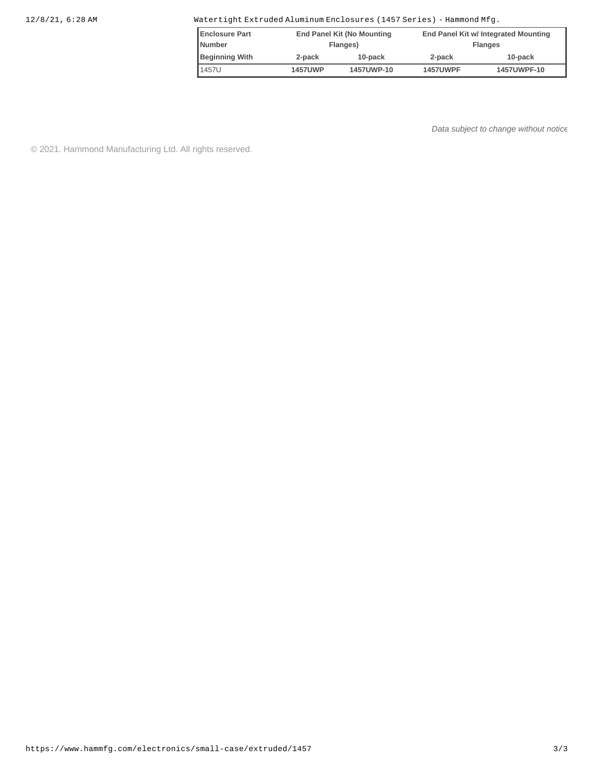| Enclosure Part Number | End Panel Kit (No Mounting Flanges) | | End Panel Kit w/ Integrated Mounting Flanges | |
|---|---|---|---|---|
| Beginning With | 2-pack | 10-pack | 2-pack | 10-pack |
| 1457U | **1457UWP** | **1457UWP-10** | **1457UWPF** | **1457UWPF-10** |

*Data subject to change without notice*

© 2021. Hammond Manufacturing Ltd. All rights reserved.